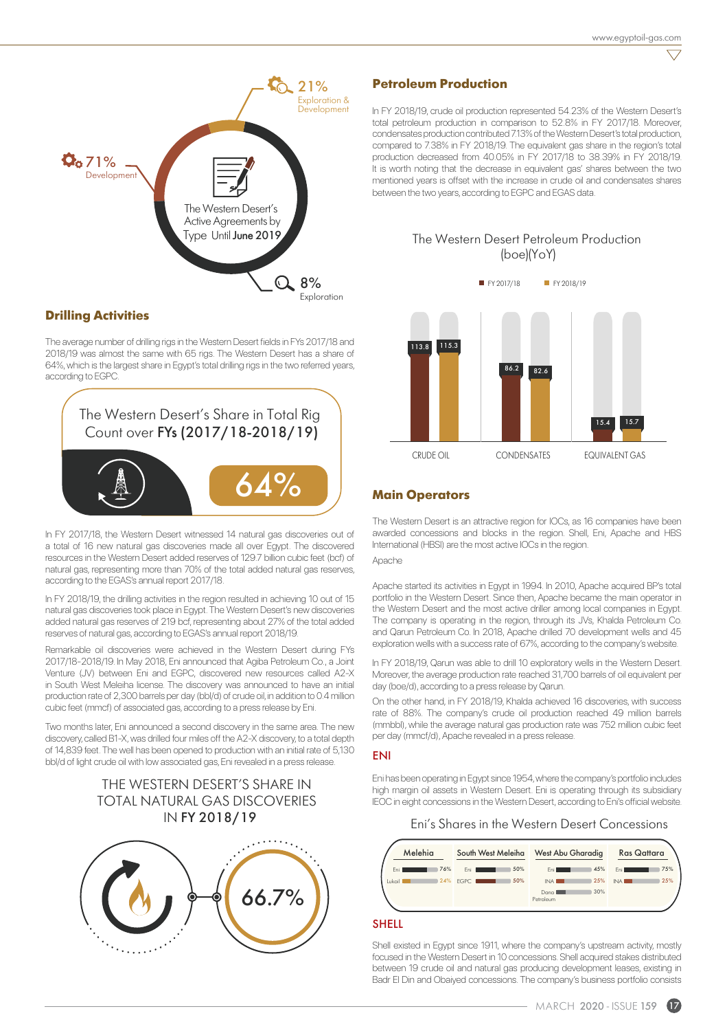21%
Exploration & Development

71%
Development

The Western Desert's Active Agreements by Type Until June 2019

8%
Exploration

## Drilling Activities

The average number of drilling rigs in the Western Desert fields in FYs 2017/18 and 2018/19 was almost the same with 65 rigs. The Western Desert has a share of 64%, which is the largest share in Egypt's total drilling rigs in the two referred years, according to EGPC.

The Western Desert's Share in Total Rig Count over FYs (2017/18-2018/19)

64%

In FY 2017/18, the Western Desert witnessed 14 natural gas discoveries out of a total of 16 new natural gas discoveries made all over Egypt. The discovered resources in the Western Desert added reserves of 129.7 billion cubic feet (bcf) of natural gas, representing more than 70% of the total added natural gas reserves, according to the EGAS's annual report 2017/18.

In FY 2018/19, the drilling activities in the region resulted in achieving 10 out of 15 natural gas discoveries took place in Egypt. The Western Desert's new discoveries added natural gas reserves of 219 bcf, representing about 27% of the total added reserves of natural gas, according to EGAS's annual report 2018/19.

Remarkable oil discoveries were achieved in the Western Desert during FYs 2017/18-2018/19. In May 2018, Eni announced that Agiba Petroleum Co., a Joint Venture (JV) between Eni and EGPC, discovered new resources called A2-X in South West Meleiha license. The discovery was announced to have an initial production rate of 2,300 barrels per day (bbl/d) of crude oil, in addition to 0.4 million cubic feet (mmcf) of associated gas, according to a press release by Eni.

Two months later, Eni announced a second discovery in the same area. The new discovery, called B1-X, was drilled four miles off the A2-X discovery, to a total depth of 14,839 feet. The well has been opened to production with an initial rate of 5,130 bbl/d of light crude oil with low associated gas, Eni revealed in a press release.

THE WESTERN DESERT'S SHARE IN TOTAL NATURAL GAS DISCOVERIES IN FY 2018/19

66.7%

## Petroleum Production

In FY 2018/19, crude oil production represented 54.23% of the Western Desert's total petroleum production in comparison to 52.8% in FY 2017/18. Moreover, condensates production contributed 7.13% of the Western Desert's total production, compared to 7.38% in FY 2018/19. The equivalent gas share in the region's total production decreased from 40.05% in FY 2017/18 to 38.39% in FY 2018/19. It is worth noting that the decrease in equivalent gas' shares between the two mentioned years is offset with the increase in crude oil and condensates shares between the two years, according to EGPC and EGAS data.

The Western Desert Petroleum Production (boe)(YoY)

FY 2017/18 | FY 2018/19

CRUDE OIL: 113.8, 115.3
CONDENSATES: 86.2, 82.6
EQUIVALENT GAS: 15.4, 15.7

## Main Operators

The Western Desert is an attractive region for IOCs, as 16 companies have been awarded concessions and blocks in the region. Shell, Eni, Apache and HBS International (HBSI) are the most active IOCs in the region.

Apache

Apache started its activities in Egypt in 1994. In 2010, Apache acquired BP's total portfolio in the Western Desert. Since then, Apache became the main operator in the Western Desert and the most active driller among local companies in Egypt. The company is operating in the region, through its JVs, Khalda Petroleum Co. and Qarun Petroleum Co. In 2018, Apache drilled 70 development wells and 45 exploration wells with a success rate of 67%, according to the company's website.

In FY 2018/19, Qarun was able to drill 10 exploratory wells in the Western Desert. Moreover, the average production rate reached 31,700 barrels of oil equivalent per day (boe/d), according to a press release by Qarun.

On the other hand, in FY 2018/19, Khalda achieved 16 discoveries, with success rate of 88%. The company's crude oil production reached 49 million barrels (mmbbl), while the average natural gas production rate was 752 million cubic feet per day (mmcf/d), Apache revealed in a press release.

### ENI

Eni has been operating in Egypt since 1954, where the company's portfolio includes high margin oil assets in Western Desert. Eni is operating through its subsidiary IEOC in eight concessions in the Western Desert, according to Eni's official website.

Eni's Shares in the Western Desert Concessions

Melehia: Eni 76%, Lukoil 24%
South West Meleiha: Eni 50%, EGPC 50%
West Abu Gharadig: Eni 45%, INA 25%, Dana Petroleum 30%
Ras Qattara: Eni 75%, INA 25%

### SHELL

Shell existed in Egypt since 1911, where the company's upstream activity, mostly focused in the Western Desert in 10 concessions. Shell acquired stakes distributed between 19 crude oil and natural gas producing development leases, existing in Badr El Din and Obaiyed concessions. The company's business portfolio consists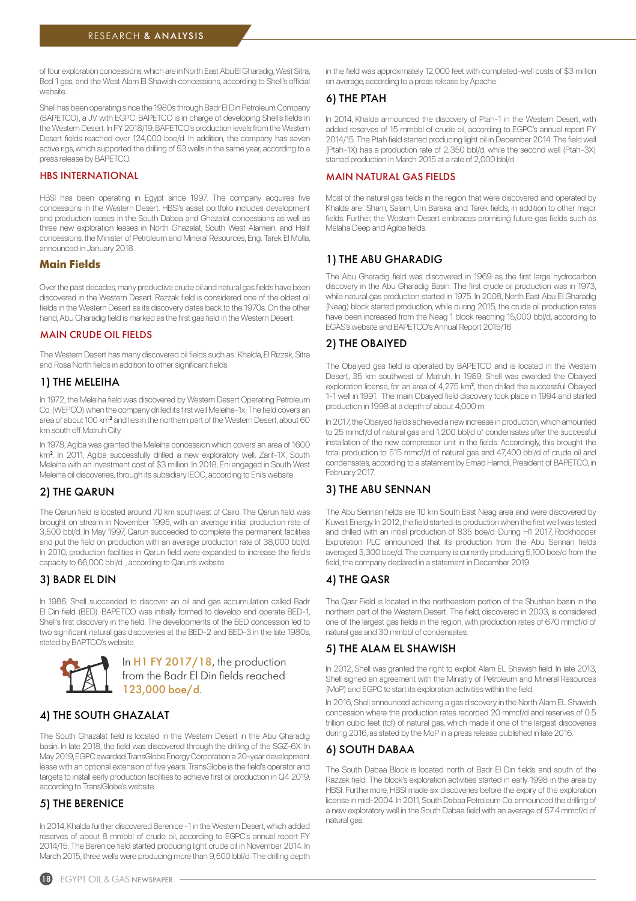of four exploration concessions, which are in North East Abu El Gharadig, West Sitra, Bed 1 gas, and the West Alam El Shawish concessions, according to Shell's official website .

Shell has been operating since the 1980s through Badr El Din Petroleum Company (BAPETCO), a JV with EGPC. BAPETCO is in charge of developing Shell's fields in the Western Desert. In FY 2018/19, BAPETCO's production levels from the Western Desert fields reached over 124,000 boe/d. In addition, the company has seven active rigs, which supported the drilling of 53 wells in the same year, according to a press release by BAPETCO.

### HBS INTERNATIONAL

HBSI has been operating in Egypt since 1997. The company acquires five concessions in the Western Desert. HBSI's asset portfolio includes development and production leases in the South Dabaa and Ghazalat concessions as well as three new exploration leases in North Ghazalat, South West Alamein, and Halif concessions, the Minister of Petroleum and Mineral Resources, Eng. Tarek El Molla, announced in January 2018.

## Main Fields

Over the past decades, many productive crude oil and natural gas fields have been discovered in the Western Desert. Razzak field is considered one of the oldest oil fields in the Western Desert as its discovery dates back to the 1970s. On the other hand, Abu Gharadig field is marked as the first gas field in the Western Desert.

### MAIN CRUDE OIL FIELDS

The Western Desert has many discovered oil fields such as: Khalda, El Rizzak, Sitra and Rosa North fields in addition to other significant fields.

#### 1) THE MELEIHA

In 1972, the Meleiha field was discovered by Western Desert Operating Petroleum Co. (WEPCO) when the company drilled its first well Meleiha-1x. The field covers an area of about 100 km² and lies in the northern part of the Western Desert, about 60 km south off Matruh City.

In 1978, Agiba was granted the Meleiha concession which covers an area of 1600 km². In 2011, Agiba successfully drilled a new exploratory well, Zarif-1X, South Meleiha with an investment cost of $3 million. In 2018, Eni engaged in South West Meleiha oil discoveries, through its subsidiary IEOC, according to Eni's website.

#### 2) THE QARUN

The Qarun field is located around 70 km southwest of Cairo. The Qarun field was brought on stream in November 1995, with an average initial production rate of 3,500 bbl/d. In May 1997, Qarun succeeded to complete the permanent facilities and put the field on production with an average production rate of 38,000 bbl/d. In 2010, production facilities in Qarun field were expanded to increase the field's capacity to 66,000 bbl/d. , according to Qarun's website.

#### 3) BADR EL DIN

In 1986, Shell succeeded to discover an oil and gas accumulation called Badr El Din field (BED). BAPETCO was initially formed to develop and operate BED-1, Shell's first discovery in the field. The developments of the BED concession led to two significant natural gas discoveries at the BED-2 and BED-3 in the late 1980s, stated by BAPTCO's website.

In H1 FY 2017/18, the production from the Badr El Din fields reached 123,000 boe/d.

#### 4) THE SOUTH GHAZALAT

The South Ghazalat field is located in the Western Desert in the Abu Gharadig basin. In late 2018, the field was discovered through the drilling of the SGZ-6X. In May 2019, EGPC awarded TransGlobe Energy Corporation a 20-year development lease with an optional extension of five years. TransGlobe is the field's operator and targets to install early production facilities to achieve first oil production in Q4 2019, according to TranslGlobe's website.

#### 5) THE BERENICE

In 2014, Khalda further discovered Berenice -1 in the Western Desert, which added reserves of about 8 mmbbl of crude oil, according to EGPC's annual report FY 2014/15. The Berenice field started producing light crude oil in November 2014. In March 2015, three wells were producing more than 9,500 bbl/d. The drilling depth in the field was approximately 12,000 feet with completed-well costs of $3 million on average, according to a press release by Apache.

#### 6) THE PTAH

In 2014, Khalda announced the discovery of Ptah-1 in the Western Desert, with added reserves of 15 mmbbl of crude oil, according to EGPC's annual report FY 2014/15. The Ptah field started producing light oil in December 2014. The field well (Ptah-1X) has a production rate of 2,350 bbl/d, while the second well (Ptah-3X) started production in March 2015 at a rate of 2,000 bbl/d.

### MAIN NATURAL GAS FIELDS

Most of the natural gas fields in the region that were discovered and operated by Khalda are: Sham, Salam, Um Baraka, and Tarek fields, in addition to other major fields. Further, the Western Desert embraces promising future gas fields such as Melaha Deep and Agiba fields.

#### 1) THE ABU GHARADIG

The Abu Gharadig field was discovered in 1969 as the first large hydrocarbon discovery in the Abu Gharadig Basin. The first crude oil production was in 1973, while natural gas production started in 1975. In 2008, North East Abu El Gharadig (Neag) block started production, while during 2015, the crude oil production rates have been increased from the Neag 1 block reaching 15,000 bbl/d, according to EGAS's website and BAPETCO's Annual Report 2015/16.

#### 2) THE OBAIYED

The Obaiyed gas field is operated by BAPETCO and is located in the Western Desert, 35 km southwest of Matruh. In 1989, Shell was awarded the Obaiyed exploration license, for an area of 4,275 km², then drilled the successful Obaiyed 1-1 well in 1991. The main Obaiyed field discovery took place in 1994 and started production in 1998 at a depth of about 4,000 m.

In 2017, the Obaiyed fields achieved a new increase in production, which amounted to 25 mmcf/d of natural gas and 1,200 bbl/d of condensates after the successful installation of the new compressor unit in the fields. Accordingly, this brought the total production to 515 mmcf/d of natural gas and 47,400 bbl/d of crude oil and condensates, according to a statement by Emad Hamdi, President of BAPETCO, in February 2017.

#### 3) THE ABU SENNAN

The Abu Sennan fields are 10 km South East Neag area and were discovered by Kuwait Energy. In 2012, the field started its production when the first well was tested and drilled with an initial production of 835 boe/d. During H1 2017, Rockhopper Exploration PLC announced that its production from the Abu Sennan fields averaged 3,300 boe/d. The company is currently producing 5,100 boe/d from the field, the company declared in a statement in December 2019.

#### 4) THE QASR

The Qasr Field is located in the northeastern portion of the Shushan basin in the northern part of the Western Desert. The field, discovered in 2003, is considered one of the largest gas fields in the region, with production rates of 670 mmcf/d of natural gas and 30 mmbbl of condensates.

#### 5) THE ALAM EL SHAWISH

In 2012, Shell was granted the right to exploit Alam EL Shawish field. In late 2013, Shell signed an agreement with the Ministry of Petroleum and Mineral Resources (MoP) and EGPC to start its exploration activities within the field.

In 2016, Shell announced achieving a gas discovery in the North Alam EL Shawish concession where the production rates recorded 20 mmcf/d and reserves of 0.5 trillion cubic feet (tcf) of natural gas, which made it one of the largest discoveries during 2016, as stated by the MoP in a press release published in late 2016.

#### 6) SOUTH DABAA

The South Dabaa Block is located north of Badr El Din fields and south of the Razzak field. The block's exploration activities started in early 1998 in the area by HBSI. Furthermore, HBSI made six discoveries before the expiry of the exploration license in mid-2004. In 2011, South Dabaa Petroleum Co. announced the drilling of a new exploratory well in the South Dabaa field with an average of 57.4 mmcf/d of natural gas.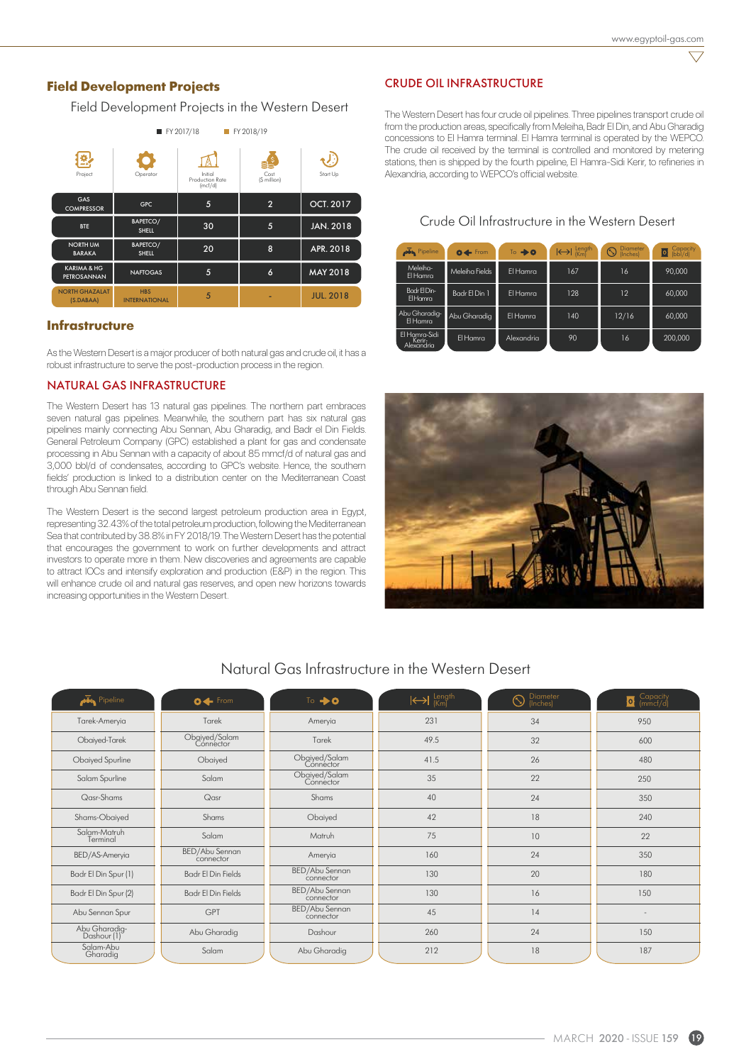## Field Development Projects

### Field Development Projects in the Western Desert

FY 2017/18 | FY 2018/19

| Project | Operator | Initial Production Rate (mcf/d) | Cost ($ million) | Start Up |
|---|---|---|---|---|
| GAS COMPRESSOR | GPC | 5 | 2 | OCT. 2017 |
| BTE | BAPETCO/ SHELL | 30 | 5 | JAN. 2018 |
| NORTH UM BARAKA | BAPETCO/ SHELL | 20 | 8 | APR. 2018 |
| KARIMA & HG PETROSANNAN | NAFTOGAS | 5 | 6 | MAY 2018 |
| NORTH GHAZALAT (S.DABAA) | HBS INTERNATIONAL | 5 | - | JUL. 2018 |

## Infrastructure

As the Western Desert is a major producer of both natural gas and crude oil, it has a robust infrastructure to serve the post-production process in the region.

### NATURAL GAS INFRASTRUCTURE

The Western Desert has 13 natural gas pipelines. The northern part embraces seven natural gas pipelines. Meanwhile, the southern part has six natural gas pipelines mainly connecting Abu Sennan, Abu Gharadig, and Badr el Din Fields. General Petroleum Company (GPC) established a plant for gas and condensate processing in Abu Sennan with a capacity of about 85 mmcf/d of natural gas and 3,000 bbl/d of condensates, according to GPC's website. Hence, the southern fields' production is linked to a distribution center on the Mediterranean Coast through Abu Sennan field.

The Western Desert is the second largest petroleum production area in Egypt, representing 32.43% of the total petroleum production, following the Mediterranean Sea that contributed by 38.8% in FY 2018/19. The Western Desert has the potential that encourages the government to work on further developments and attract investors to operate more in them. New discoveries and agreements are capable to attract IOCs and intensify exploration and production (E&P) in the region. This will enhance crude oil and natural gas reserves, and open new horizons towards increasing opportunities in the Western Desert.

### CRUDE OIL INFRASTRUCTURE

The Western Desert has four crude oil pipelines. Three pipelines transport crude oil from the production areas, specifically from Meleiha, Badr El Din, and Abu Gharadig concessions to El Hamra terminal. El Hamra terminal is operated by the WEPCO. The crude oil received by the terminal is controlled and monitored by metering stations, then is shipped by the fourth pipeline, El Hamra-Sidi Kerir, to refineries in Alexandria, according to WEPCO's official website.

### Crude Oil Infrastructure in the Western Desert

| Pipeline | From | To | Length (Km) | Diameter (Inches) | Capacity (bbl/d) |
|---|---|---|---|---|---|
| Meleiha-El Hamra | Meleiha Fields | El Hamra | 167 | 16 | 90,000 |
| Badr El Din-El Hamra | Badr El Din 1 | El Hamra | 128 | 12 | 60,000 |
| Abu Gharadig-El Hamra | Abu Gharadig | El Hamra | 140 | 12/16 | 60,000 |
| El Hamra-Sidi Kerir-Alexandria | El Hamra | Alexandria | 90 | 16 | 200,000 |

### Natural Gas Infrastructure in the Western Desert

| Pipeline | From | To | Length (Km) | Diameter (Inches) | Capacity (mmcf/d) |
|---|---|---|---|---|---|
| Tarek-Ameryia | Tarek | Ameryia | 231 | 34 | 950 |
| Obaiyed-Tarek | Obaiyed/Salam Connector | Tarek | 49.5 | 32 | 600 |
| Obaiyed Spurline | Obaiyed | Obaiyed/Salam Connector | 41.5 | 26 | 480 |
| Salam Spurline | Salam | Obaiyed/Salam Connector | 35 | 22 | 250 |
| Qasr-Shams | Qasr | Shams | 40 | 24 | 350 |
| Shams-Obaiyed | Shams | Obaiyed | 42 | 18 | 240 |
| Salam-Matruh Terminal | Salam | Matruh | 75 | 10 | 22 |
| BED/AS-Ameryia | BED/Abu Sennan connector | Ameryia | 160 | 24 | 350 |
| Badr El Din Spur (1) | Badr El Din Fields | BED/Abu Sennan connector | 130 | 20 | 180 |
| Badr El Din Spur (2) | Badr El Din Fields | BED/Abu Sennan connector | 130 | 16 | 150 |
| Abu Sennan Spur | GPT | BED/Abu Sennan connector | 45 | 14 | - |
| Abu Gharadig-Dashour (1) | Abu Gharadig | Dashour | 260 | 24 | 150 |
| Salam-Abu Gharadig | Salam | Abu Gharadig | 212 | 18 | 187 |